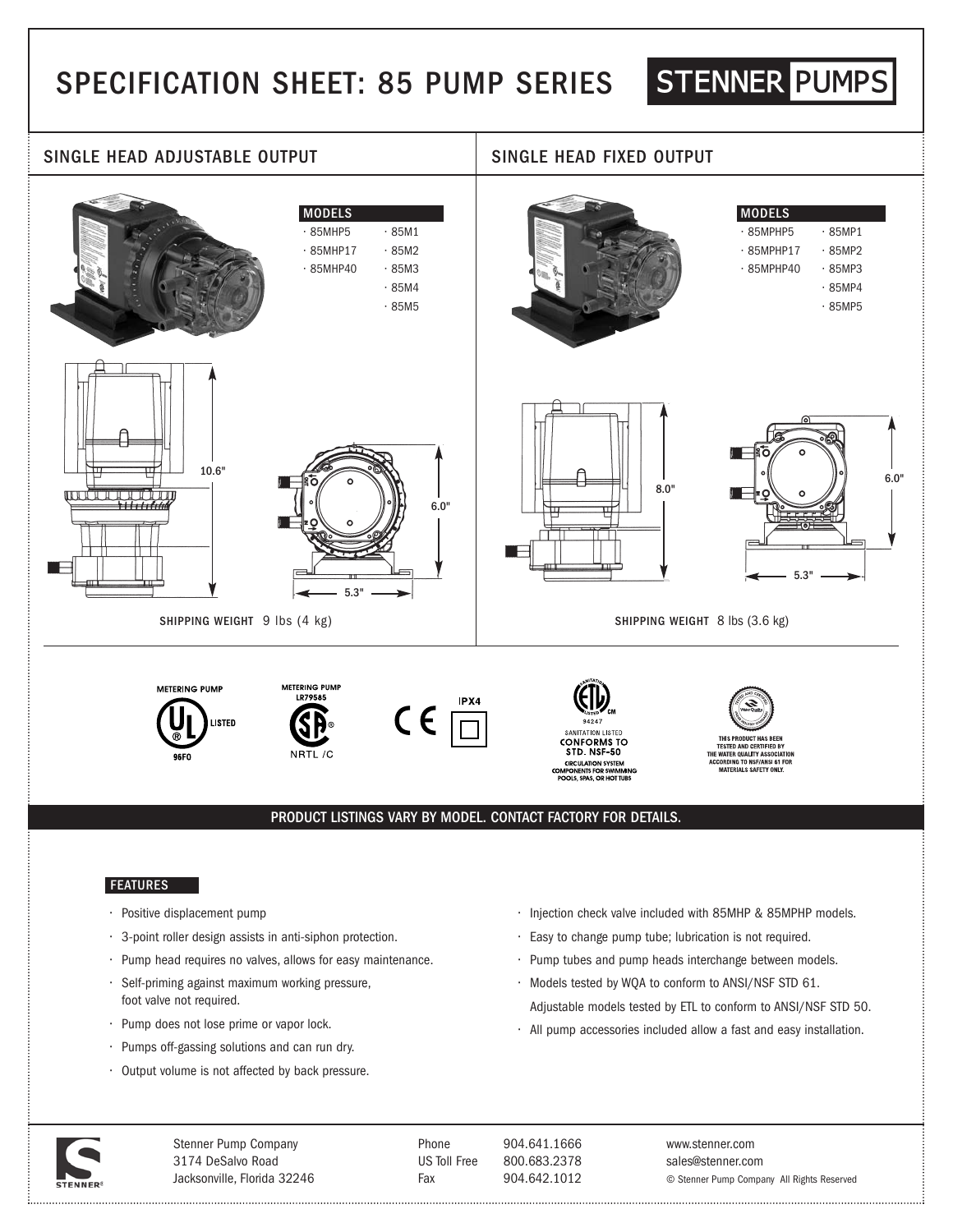# SPECIFICATION SHEET: 85 PUMP SERIES

STENNER PUMPS

## SINGLE HEAD ADJUSTABLE OUTPUT

**MODELS**

- 85MHP5
- 85MHP17
- 85MHP40
- 85M1
- 85M2
- 85M3
- 85M4
- 85M5

10.6"

6.0"

5.3"

**SHIPPING WEIGHT** 9 lbs (4 kg)

## SINGLE HEAD FIXED OUTPUT

**MODELS**

- 85MPHP5
- 85MPHP17
- 85MPHP40
- 85MP1
- 85MP2
- 85MP3
- 85MP4
- 85MP5

8.0"

6.0"

5.3"

**SHIPPING WEIGHT** 8 lbs (3.6 kg)

METERING PUMP UL LISTED 96F0

METERING PUMP LR79565 CSA NRTL /C

CE IPX4

ETL SANITATION LISTED 94247 CONFORMS TO STD. NSF-50 CIRCULATION SYSTEM COMPONENTS FOR SWIMMING POOLS, SPAS, OR HOT TUBS

THIS PRODUCT HAS BEEN TESTED AND CERTIFIED BY THE WATER QUALITY ASSOCIATION ACCORDING TO NSF/ANSI 61 FOR MATERIALS SAFETY ONLY.

**PRODUCT LISTINGS VARY BY MODEL. CONTACT FACTORY FOR DETAILS.**

## FEATURES

- Positive displacement pump
- 3-point roller design assists in anti-siphon protection.
- Pump head requires no valves, allows for easy maintenance.
- Self-priming against maximum working pressure, foot valve not required.
- Pump does not lose prime or vapor lock.
- Pumps off-gassing solutions and can run dry.
- Output volume is not affected by back pressure.
- Injection check valve included with 85MHP & 85MPHP models.
- Easy to change pump tube; lubrication is not required.
- Pump tubes and pump heads interchange between models.
- Models tested by WQA to conform to ANSI/NSF STD 61. Adjustable models tested by ETL to conform to ANSI/NSF STD 50.
- All pump accessories included allow a fast and easy installation.

Stenner Pump Company
3174 DeSalvo Road
Jacksonville, Florida 32246

Phone 904.641.1666
US Toll Free 800.683.2378
Fax 904.642.1012

www.stenner.com
sales@stenner.com
© Stenner Pump Company All Rights Reserved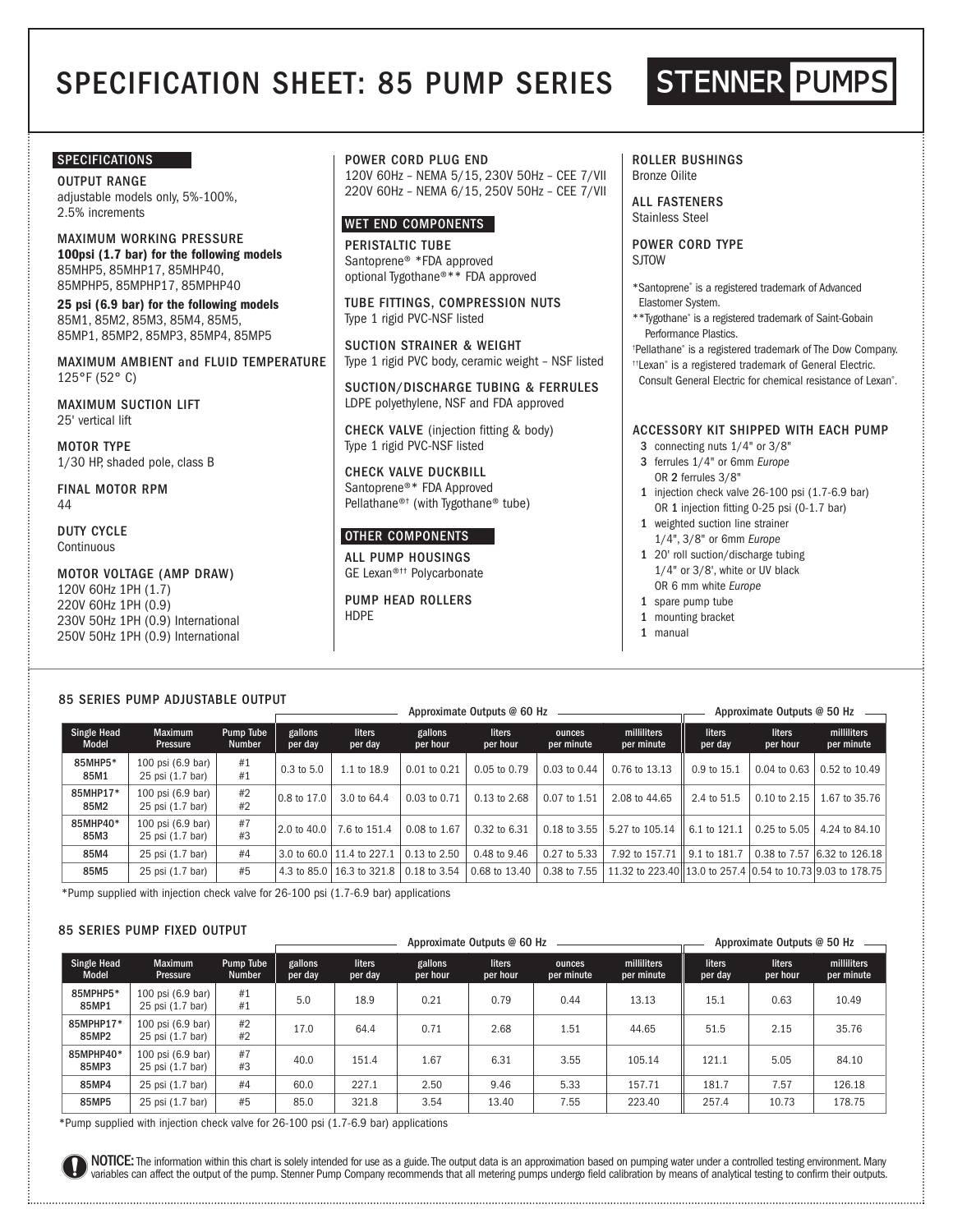# SPECIFICATION SHEET: 85 PUMP SERIES

STENNER PUMPS

## SPECIFICATIONS

**OUTPUT RANGE**
adjustable models only, 5%-100%, 2.5% increments

**MAXIMUM WORKING PRESSURE**
**100psi (1.7 bar) for the following models**
85MHP5, 85MHP17, 85MHP40, 85MPHP5, 85MPHP17, 85MPHP40

**25 psi (6.9 bar) for the following models**
85M1, 85M2, 85M3, 85M4, 85M5, 85MP1, 85MP2, 85MP3, 85MP4, 85MP5

**MAXIMUM AMBIENT and FLUID TEMPERATURE**
125°F (52° C)

**MAXIMUM SUCTION LIFT**
25' vertical lift

**MOTOR TYPE**
1/30 HP, shaded pole, class B

**FINAL MOTOR RPM**
44

**DUTY CYCLE**
Continuous

**MOTOR VOLTAGE (AMP DRAW)**
120V 60Hz 1PH (1.7)
220V 60Hz 1PH (0.9)
230V 50Hz 1PH (0.9) International
250V 50Hz 1PH (0.9) International

**POWER CORD PLUG END**
120V 60Hz – NEMA 5/15, 230V 50Hz – CEE 7/VII
220V 60Hz – NEMA 6/15, 250V 50Hz – CEE 7/VII

## WET END COMPONENTS

**PERISTALTIC TUBE**
Santoprene® *FDA approved
optional Tygothane®** FDA approved

**TUBE FITTINGS, COMPRESSION NUTS**
Type 1 rigid PVC-NSF listed

**SUCTION STRAINER & WEIGHT**
Type 1 rigid PVC body, ceramic weight – NSF listed

**SUCTION/DISCHARGE TUBING & FERRULES**
LDPE polyethylene, NSF and FDA approved

**CHECK VALVE** (injection fitting & body)
Type 1 rigid PVC-NSF listed

**CHECK VALVE DUCKBILL**
Santoprene®* FDA Approved
Pellathane®† (with Tygothane® tube)

## OTHER COMPONENTS

**ALL PUMP HOUSINGS**
GE Lexan®†† Polycarbonate

**PUMP HEAD ROLLERS**
HDPE

**ROLLER BUSHINGS**
Bronze Oilite

**ALL FASTENERS**
Stainless Steel

**POWER CORD TYPE**
SJTOW

*Santoprene® is a registered trademark of Advanced Elastomer System.
**Tygothane® is a registered trademark of Saint-Gobain Performance Plastics.
†Pellathane® is a registered trademark of The Dow Company.
††Lexan® is a registered trademark of General Electric. Consult General Electric for chemical resistance of Lexan®.

**ACCESSORY KIT SHIPPED WITH EACH PUMP**

- **3** connecting nuts 1/4" or 3/8"
- **3** ferrules 1/4" or 6mm *Europe* OR **2** ferrules 3/8"
- **1** injection check valve 26-100 psi (1.7-6.9 bar) OR **1** injection fitting 0-25 psi (0-1.7 bar)
- **1** weighted suction line strainer 1/4", 3/8" or 6mm *Europe*
- **1** 20' roll suction/discharge tubing 1/4" or 3/8', white or UV black OR 6 mm white *Europe*
- **1** spare pump tube
- **1** mounting bracket
- **1** manual

### 85 SERIES PUMP ADJUSTABLE OUTPUT

| | | | Approximate Outputs @ 60 Hz | | | | | | Approximate Outputs @ 50 Hz | | |
|---|---|---|---|---|---|---|---|---|---|---|---|
| Single Head Model | Maximum Pressure | Pump Tube Number | gallons per day | liters per day | gallons per hour | liters per hour | ounces per minute | milliliters per minute | liters per day | liters per hour | milliliters per minute |
| 85MHP5* 85M1 | 100 psi (6.9 bar) 25 psi (1.7 bar) | #1 #1 | 0.3 to 5.0 | 1.1 to 18.9 | 0.01 to 0.21 | 0.05 to 0.79 | 0.03 to 0.44 | 0.76 to 13.13 | 0.9 to 15.1 | 0.04 to 0.63 | 0.52 to 10.49 |
| 85MHP17* 85M2 | 100 psi (6.9 bar) 25 psi (1.7 bar) | #2 #2 | 0.8 to 17.0 | 3.0 to 64.4 | 0.03 to 0.71 | 0.13 to 2.68 | 0.07 to 1.51 | 2.08 to 44.65 | 2.4 to 51.5 | 0.10 to 2.15 | 1.67 to 35.76 |
| 85MHP40* 85M3 | 100 psi (6.9 bar) 25 psi (1.7 bar) | #7 #3 | 2.0 to 40.0 | 7.6 to 151.4 | 0.08 to 1.67 | 0.32 to 6.31 | 0.18 to 3.55 | 5.27 to 105.14 | 6.1 to 121.1 | 0.25 to 5.05 | 4.24 to 84.10 |
| 85M4 | 25 psi (1.7 bar) | #4 | 3.0 to 60.0 | 11.4 to 227.1 | 0.13 to 2.50 | 0.48 to 9.46 | 0.27 to 5.33 | 7.92 to 157.71 | 9.1 to 181.7 | 0.38 to 7.57 | 6.32 to 126.18 |
| 85M5 | 25 psi (1.7 bar) | #5 | 4.3 to 85.0 | 16.3 to 321.8 | 0.18 to 3.54 | 0.68 to 13.40 | 0.38 to 7.55 | 11.32 to 223.40 | 13.0 to 257.4 | 0.54 to 10.73 | 9.03 to 178.75 |

*Pump supplied with injection check valve for 26-100 psi (1.7-6.9 bar) applications

### 85 SERIES PUMP FIXED OUTPUT

| | | | Approximate Outputs @ 60 Hz | | | | | | Approximate Outputs @ 50 Hz | | |
|---|---|---|---|---|---|---|---|---|---|---|---|
| Single Head Model | Maximum Pressure | Pump Tube Number | gallons per day | liters per day | gallons per hour | liters per hour | ounces per minute | milliliters per minute | liters per day | liters per hour | milliliters per minute |
| 85MPHP5* 85MP1 | 100 psi (6.9 bar) 25 psi (1.7 bar) | #1 #1 | 5.0 | 18.9 | 0.21 | 0.79 | 0.44 | 13.13 | 15.1 | 0.63 | 10.49 |
| 85MPHP17* 85MP2 | 100 psi (6.9 bar) 25 psi (1.7 bar) | #2 #2 | 17.0 | 64.4 | 0.71 | 2.68 | 1.51 | 44.65 | 51.5 | 2.15 | 35.76 |
| 85MPHP40* 85MP3 | 100 psi (6.9 bar) 25 psi (1.7 bar) | #7 #3 | 40.0 | 151.4 | 1.67 | 6.31 | 3.55 | 105.14 | 121.1 | 5.05 | 84.10 |
| 85MP4 | 25 psi (1.7 bar) | #4 | 60.0 | 227.1 | 2.50 | 9.46 | 5.33 | 157.71 | 181.7 | 7.57 | 126.18 |
| 85MP5 | 25 psi (1.7 bar) | #5 | 85.0 | 321.8 | 3.54 | 13.40 | 7.55 | 223.40 | 257.4 | 10.73 | 178.75 |

*Pump supplied with injection check valve for 26-100 psi (1.7-6.9 bar) applications

**NOTICE:** The information within this chart is solely intended for use as a guide. The output data is an approximation based on pumping water under a controlled testing environment. Many variables can affect the output of the pump. Stenner Pump Company recommends that all metering pumps undergo field calibration by means of analytical testing to confirm their outputs.